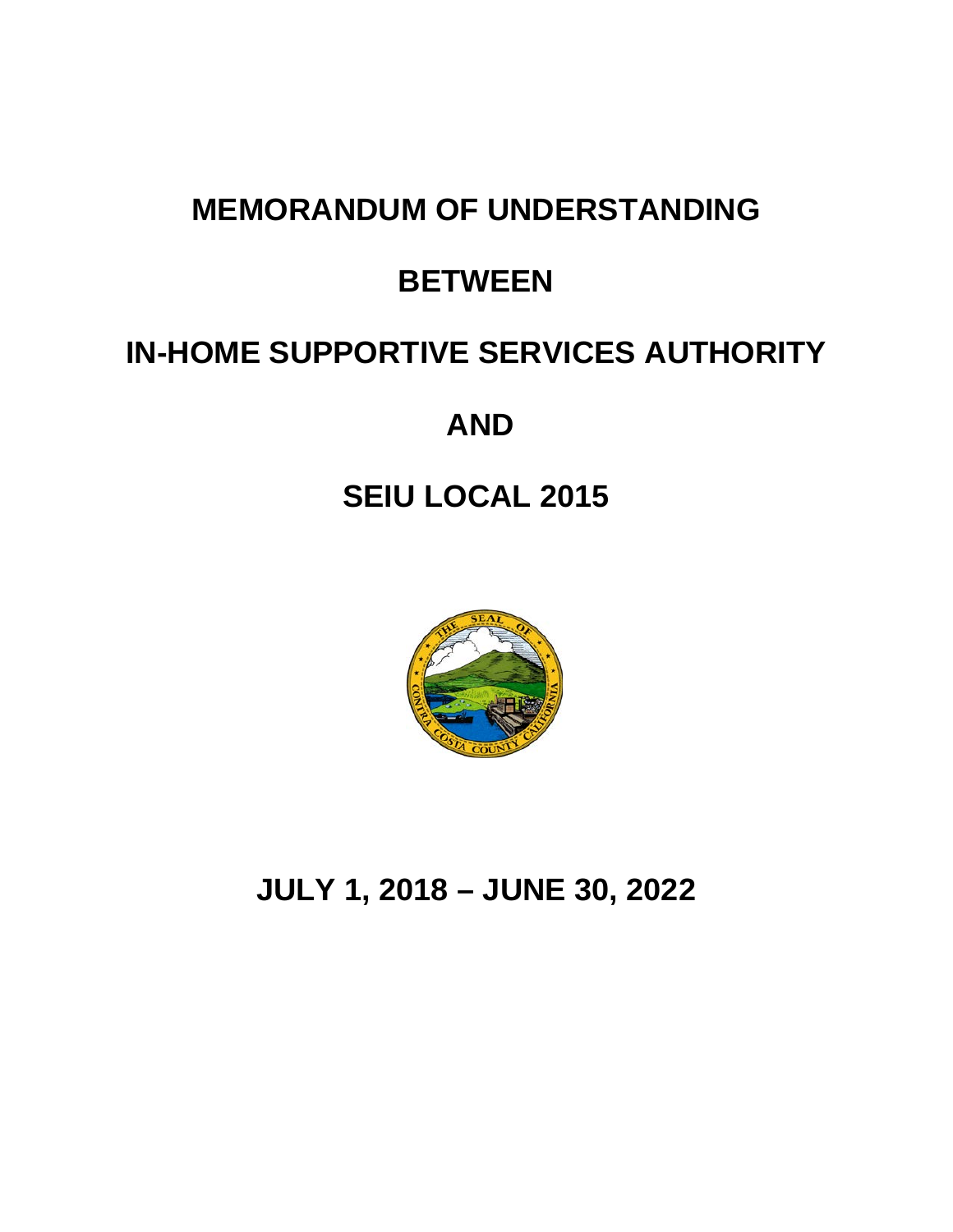# MEMORANDUM OF UNDERSTANDING

# BETWEEN

# IN-HOME SUPPORTIVE SERVICES AUTHORITY

# AND

# SEIU LOCAL 2015

# JULY 1, 2018 – JUNE 30, 2022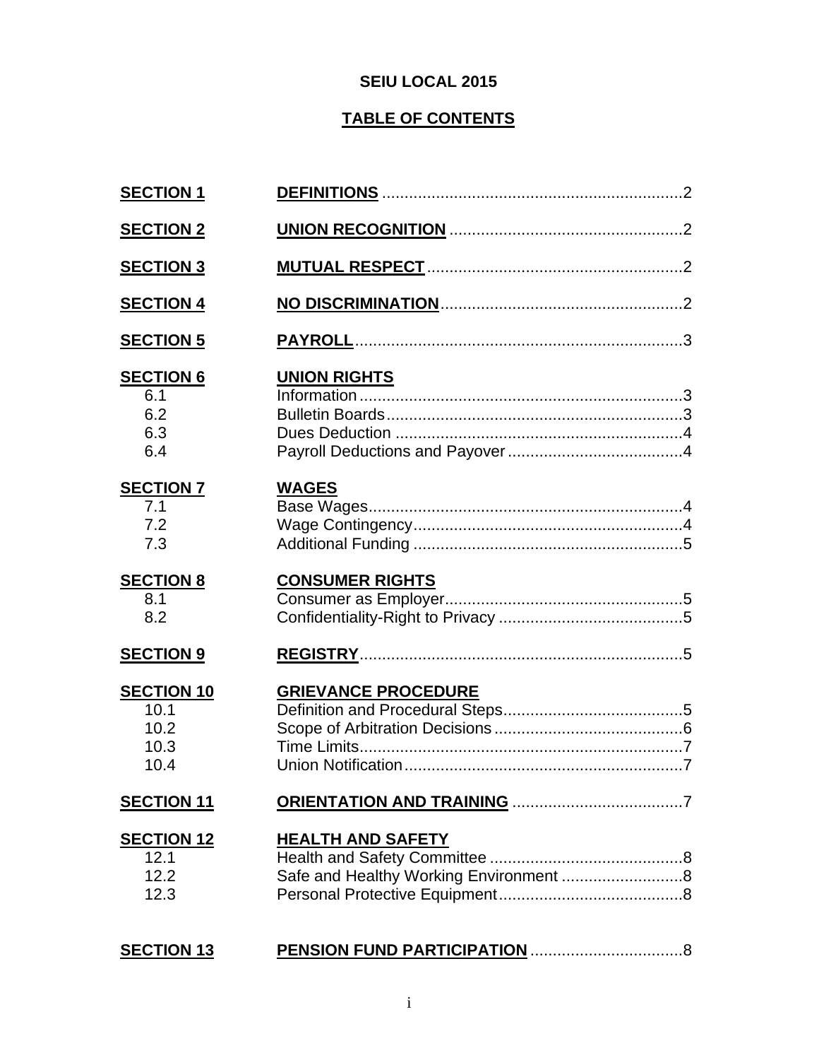**SEIU LOCAL 2015**

**TABLE OF CONTENTS**

| | | |
|---|---|---|
| **SECTION 1** | **DEFINITIONS** | 2 |
| **SECTION 2** | **UNION RECOGNITION** | 2 |
| **SECTION 3** | **MUTUAL RESPECT** | 2 |
| **SECTION 4** | **NO DISCRIMINATION** | 2 |
| **SECTION 5** | **PAYROLL** | 3 |
| **SECTION 6** | **UNION RIGHTS** | |
| 6.1 | Information | 3 |
| 6.2 | Bulletin Boards | 3 |
| 6.3 | Dues Deduction | 4 |
| 6.4 | Payroll Deductions and Payover | 4 |
| **SECTION 7** | **WAGES** | |
| 7.1 | Base Wages | 4 |
| 7.2 | Wage Contingency | 4 |
| 7.3 | Additional Funding | 5 |
| **SECTION 8** | **CONSUMER RIGHTS** | |
| 8.1 | Consumer as Employer | 5 |
| 8.2 | Confidentiality-Right to Privacy | 5 |
| **SECTION 9** | **REGISTRY** | 5 |
| **SECTION 10** | **GRIEVANCE PROCEDURE** | |
| 10.1 | Definition and Procedural Steps | 5 |
| 10.2 | Scope of Arbitration Decisions | 6 |
| 10.3 | Time Limits | 7 |
| 10.4 | Union Notification | 7 |
| **SECTION 11** | **ORIENTATION AND TRAINING** | 7 |
| **SECTION 12** | **HEALTH AND SAFETY** | |
| 12.1 | Health and Safety Committee | 8 |
| 12.2 | Safe and Healthy Working Environment | 8 |
| 12.3 | Personal Protective Equipment | 8 |
| **SECTION 13** | **PENSION FUND PARTICIPATION** | 8 |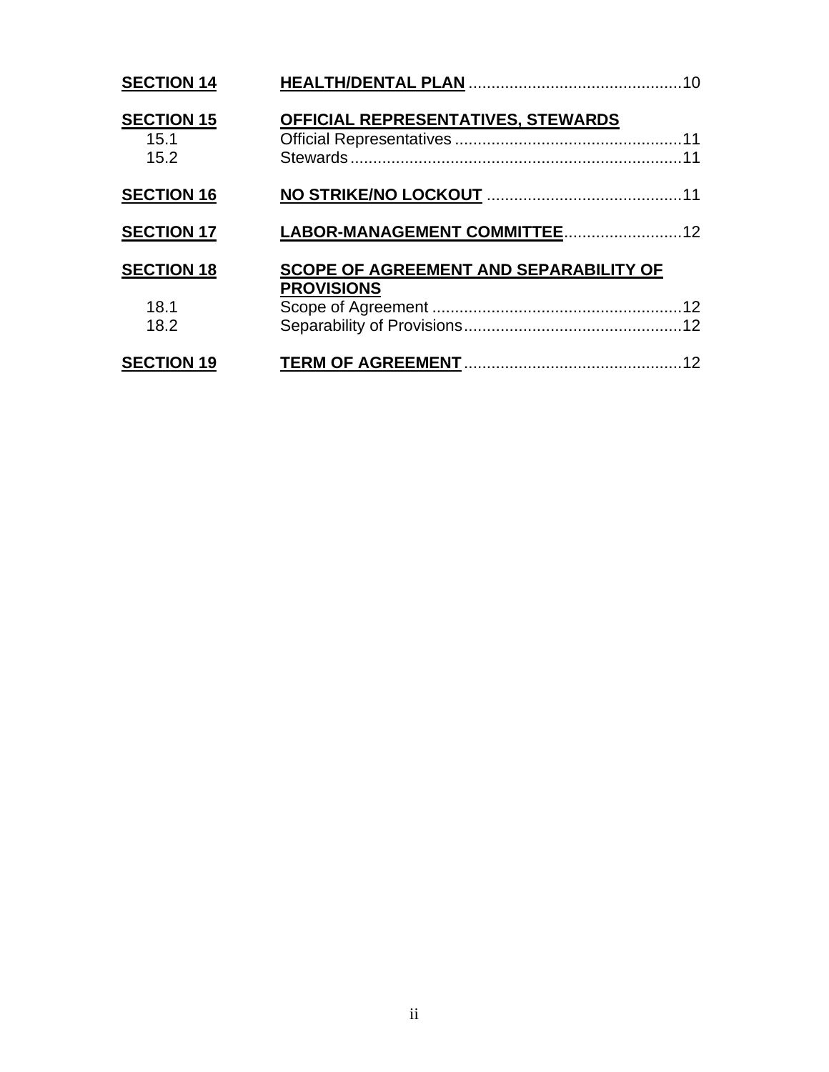| | | |
|---|---|---|
| **SECTION 14** | **HEALTH/DENTAL PLAN** | 10 |
| **SECTION 15** | **OFFICIAL REPRESENTATIVES, STEWARDS** | |
| 15.1 | Official Representatives | 11 |
| 15.2 | Stewards | 11 |
| **SECTION 16** | **NO STRIKE/NO LOCKOUT** | 11 |
| **SECTION 17** | **LABOR-MANAGEMENT COMMITTEE** | 12 |
| **SECTION 18** | **SCOPE OF AGREEMENT AND SEPARABILITY OF PROVISIONS** | |
| 18.1 | Scope of Agreement | 12 |
| 18.2 | Separability of Provisions | 12 |
| **SECTION 19** | **TERM OF AGREEMENT** | 12 |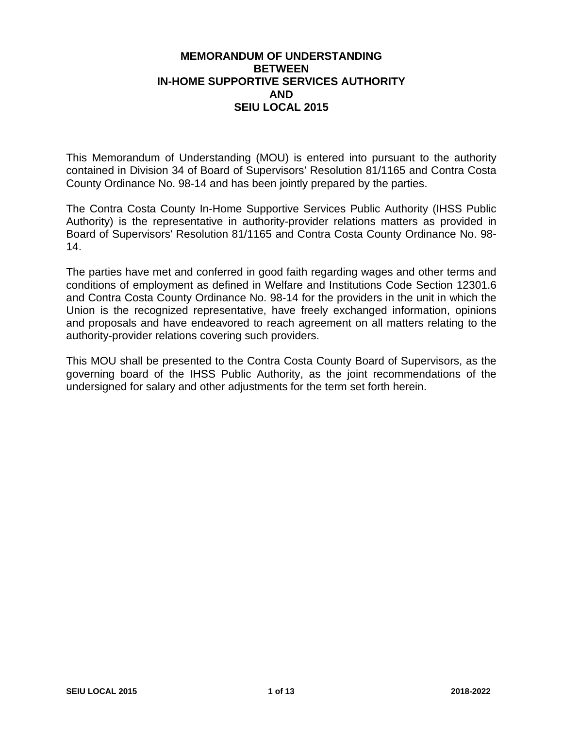# MEMORANDUM OF UNDERSTANDING BETWEEN IN-HOME SUPPORTIVE SERVICES AUTHORITY AND SEIU LOCAL 2015

This Memorandum of Understanding (MOU) is entered into pursuant to the authority contained in Division 34 of Board of Supervisors' Resolution 81/1165 and Contra Costa County Ordinance No. 98-14 and has been jointly prepared by the parties.

The Contra Costa County In-Home Supportive Services Public Authority (IHSS Public Authority) is the representative in authority-provider relations matters as provided in Board of Supervisors' Resolution 81/1165 and Contra Costa County Ordinance No. 98-14.

The parties have met and conferred in good faith regarding wages and other terms and conditions of employment as defined in Welfare and Institutions Code Section 12301.6 and Contra Costa County Ordinance No. 98-14 for the providers in the unit in which the Union is the recognized representative, have freely exchanged information, opinions and proposals and have endeavored to reach agreement on all matters relating to the authority-provider relations covering such providers.

This MOU shall be presented to the Contra Costa County Board of Supervisors, as the governing board of the IHSS Public Authority, as the joint recommendations of the undersigned for salary and other adjustments for the term set forth herein.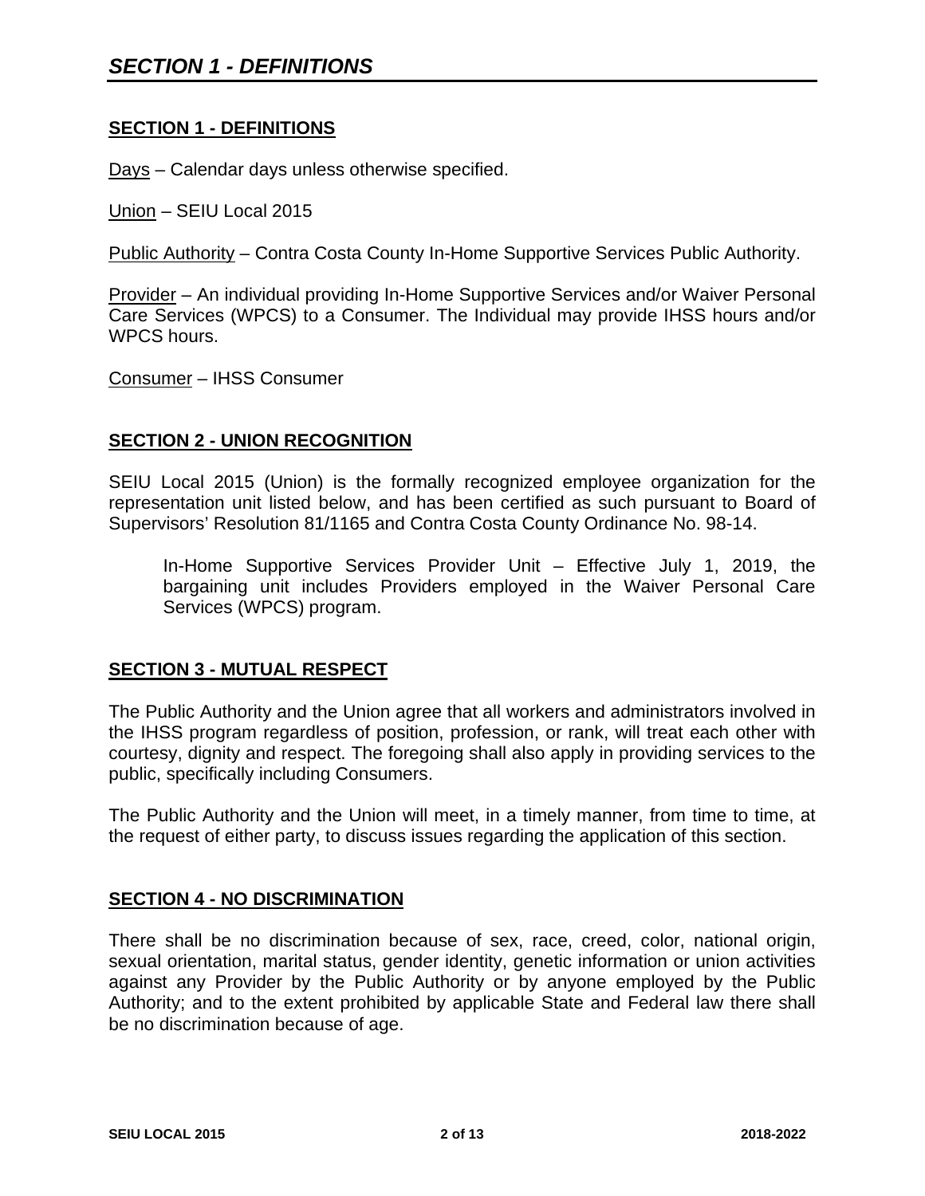## SECTION 1 - DEFINITIONS

Days – Calendar days unless otherwise specified.

Union – SEIU Local 2015

Public Authority – Contra Costa County In-Home Supportive Services Public Authority.

Provider – An individual providing In-Home Supportive Services and/or Waiver Personal Care Services (WPCS) to a Consumer. The Individual may provide IHSS hours and/or WPCS hours.

Consumer – IHSS Consumer

## SECTION 2 - UNION RECOGNITION

SEIU Local 2015 (Union) is the formally recognized employee organization for the representation unit listed below, and has been certified as such pursuant to Board of Supervisors' Resolution 81/1165 and Contra Costa County Ordinance No. 98-14.

> In-Home Supportive Services Provider Unit – Effective July 1, 2019, the bargaining unit includes Providers employed in the Waiver Personal Care Services (WPCS) program.

## SECTION 3 - MUTUAL RESPECT

The Public Authority and the Union agree that all workers and administrators involved in the IHSS program regardless of position, profession, or rank, will treat each other with courtesy, dignity and respect. The foregoing shall also apply in providing services to the public, specifically including Consumers.

The Public Authority and the Union will meet, in a timely manner, from time to time, at the request of either party, to discuss issues regarding the application of this section.

## SECTION 4 - NO DISCRIMINATION

There shall be no discrimination because of sex, race, creed, color, national origin, sexual orientation, marital status, gender identity, genetic information or union activities against any Provider by the Public Authority or by anyone employed by the Public Authority; and to the extent prohibited by applicable State and Federal law there shall be no discrimination because of age.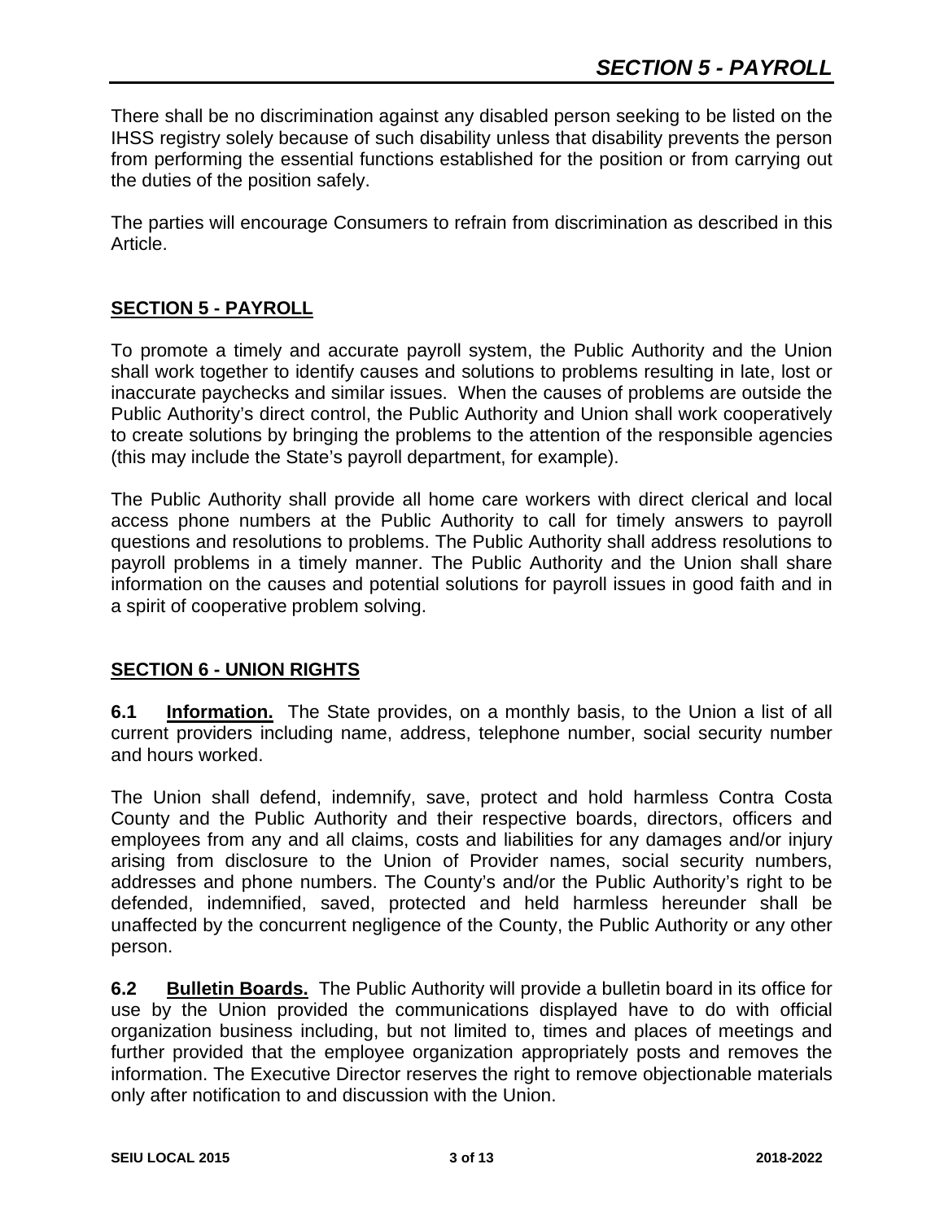There shall be no discrimination against any disabled person seeking to be listed on the IHSS registry solely because of such disability unless that disability prevents the person from performing the essential functions established for the position or from carrying out the duties of the position safely.

The parties will encourage Consumers to refrain from discrimination as described in this Article.

## SECTION 5 - PAYROLL

To promote a timely and accurate payroll system, the Public Authority and the Union shall work together to identify causes and solutions to problems resulting in late, lost or inaccurate paychecks and similar issues. When the causes of problems are outside the Public Authority's direct control, the Public Authority and Union shall work cooperatively to create solutions by bringing the problems to the attention of the responsible agencies (this may include the State's payroll department, for example).

The Public Authority shall provide all home care workers with direct clerical and local access phone numbers at the Public Authority to call for timely answers to payroll questions and resolutions to problems. The Public Authority shall address resolutions to payroll problems in a timely manner. The Public Authority and the Union shall share information on the causes and potential solutions for payroll issues in good faith and in a spirit of cooperative problem solving.

## SECTION 6 - UNION RIGHTS

**6.1 Information.** The State provides, on a monthly basis, to the Union a list of all current providers including name, address, telephone number, social security number and hours worked.

The Union shall defend, indemnify, save, protect and hold harmless Contra Costa County and the Public Authority and their respective boards, directors, officers and employees from any and all claims, costs and liabilities for any damages and/or injury arising from disclosure to the Union of Provider names, social security numbers, addresses and phone numbers. The County's and/or the Public Authority's right to be defended, indemnified, saved, protected and held harmless hereunder shall be unaffected by the concurrent negligence of the County, the Public Authority or any other person.

**6.2 Bulletin Boards.** The Public Authority will provide a bulletin board in its office for use by the Union provided the communications displayed have to do with official organization business including, but not limited to, times and places of meetings and further provided that the employee organization appropriately posts and removes the information. The Executive Director reserves the right to remove objectionable materials only after notification to and discussion with the Union.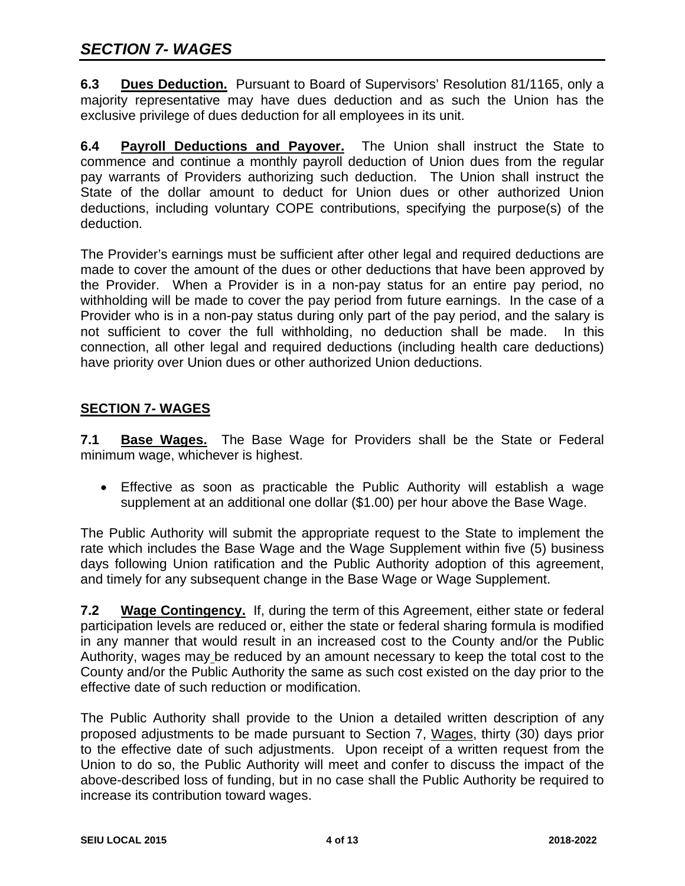**6.3 Dues Deduction.** Pursuant to Board of Supervisors' Resolution 81/1165, only a majority representative may have dues deduction and as such the Union has the exclusive privilege of dues deduction for all employees in its unit.

**6.4 Payroll Deductions and Payover.** The Union shall instruct the State to commence and continue a monthly payroll deduction of Union dues from the regular pay warrants of Providers authorizing such deduction. The Union shall instruct the State of the dollar amount to deduct for Union dues or other authorized Union deductions, including voluntary COPE contributions, specifying the purpose(s) of the deduction.

The Provider's earnings must be sufficient after other legal and required deductions are made to cover the amount of the dues or other deductions that have been approved by the Provider. When a Provider is in a non-pay status for an entire pay period, no withholding will be made to cover the pay period from future earnings. In the case of a Provider who is in a non-pay status during only part of the pay period, and the salary is not sufficient to cover the full withholding, no deduction shall be made. In this connection, all other legal and required deductions (including health care deductions) have priority over Union dues or other authorized Union deductions.

## SECTION 7- WAGES

**7.1 Base Wages.** The Base Wage for Providers shall be the State or Federal minimum wage, whichever is highest.

- Effective as soon as practicable the Public Authority will establish a wage supplement at an additional one dollar ($1.00) per hour above the Base Wage.

The Public Authority will submit the appropriate request to the State to implement the rate which includes the Base Wage and the Wage Supplement within five (5) business days following Union ratification and the Public Authority adoption of this agreement, and timely for any subsequent change in the Base Wage or Wage Supplement.

**7.2 Wage Contingency.** If, during the term of this Agreement, either state or federal participation levels are reduced or, either the state or federal sharing formula is modified in any manner that would result in an increased cost to the County and/or the Public Authority, wages may be reduced by an amount necessary to keep the total cost to the County and/or the Public Authority the same as such cost existed on the day prior to the effective date of such reduction or modification.

The Public Authority shall provide to the Union a detailed written description of any proposed adjustments to be made pursuant to Section 7, Wages, thirty (30) days prior to the effective date of such adjustments. Upon receipt of a written request from the Union to do so, the Public Authority will meet and confer to discuss the impact of the above-described loss of funding, but in no case shall the Public Authority be required to increase its contribution toward wages.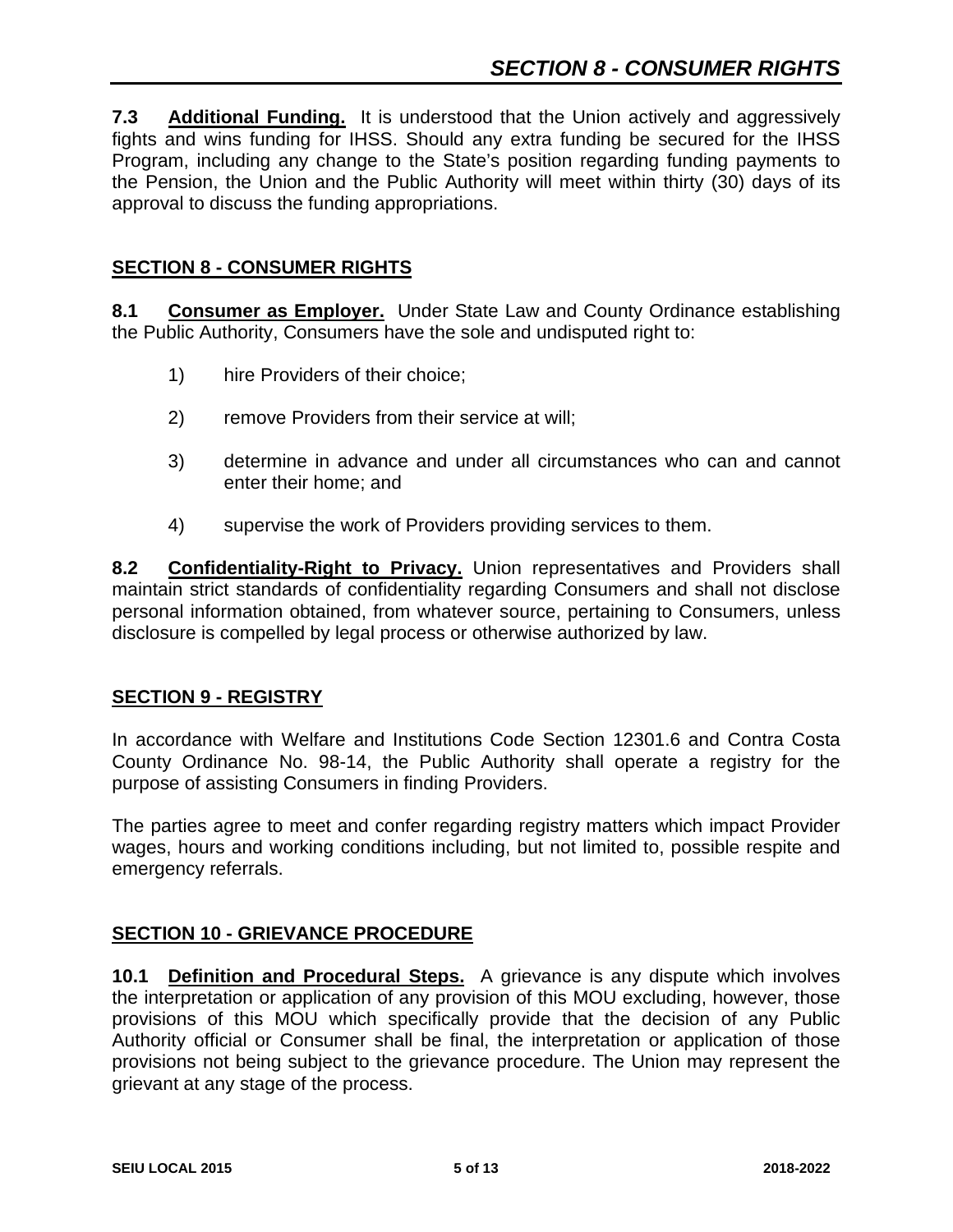**7.3 Additional Funding.** It is understood that the Union actively and aggressively fights and wins funding for IHSS. Should any extra funding be secured for the IHSS Program, including any change to the State's position regarding funding payments to the Pension, the Union and the Public Authority will meet within thirty (30) days of its approval to discuss the funding appropriations.

## SECTION 8 - CONSUMER RIGHTS

**8.1 Consumer as Employer.** Under State Law and County Ordinance establishing the Public Authority, Consumers have the sole and undisputed right to:

1) hire Providers of their choice;

2) remove Providers from their service at will;

3) determine in advance and under all circumstances who can and cannot enter their home; and

4) supervise the work of Providers providing services to them.

**8.2 Confidentiality-Right to Privacy.** Union representatives and Providers shall maintain strict standards of confidentiality regarding Consumers and shall not disclose personal information obtained, from whatever source, pertaining to Consumers, unless disclosure is compelled by legal process or otherwise authorized by law.

## SECTION 9 - REGISTRY

In accordance with Welfare and Institutions Code Section 12301.6 and Contra Costa County Ordinance No. 98-14, the Public Authority shall operate a registry for the purpose of assisting Consumers in finding Providers.

The parties agree to meet and confer regarding registry matters which impact Provider wages, hours and working conditions including, but not limited to, possible respite and emergency referrals.

## SECTION 10 - GRIEVANCE PROCEDURE

**10.1 Definition and Procedural Steps.** A grievance is any dispute which involves the interpretation or application of any provision of this MOU excluding, however, those provisions of this MOU which specifically provide that the decision of any Public Authority official or Consumer shall be final, the interpretation or application of those provisions not being subject to the grievance procedure. The Union may represent the grievant at any stage of the process.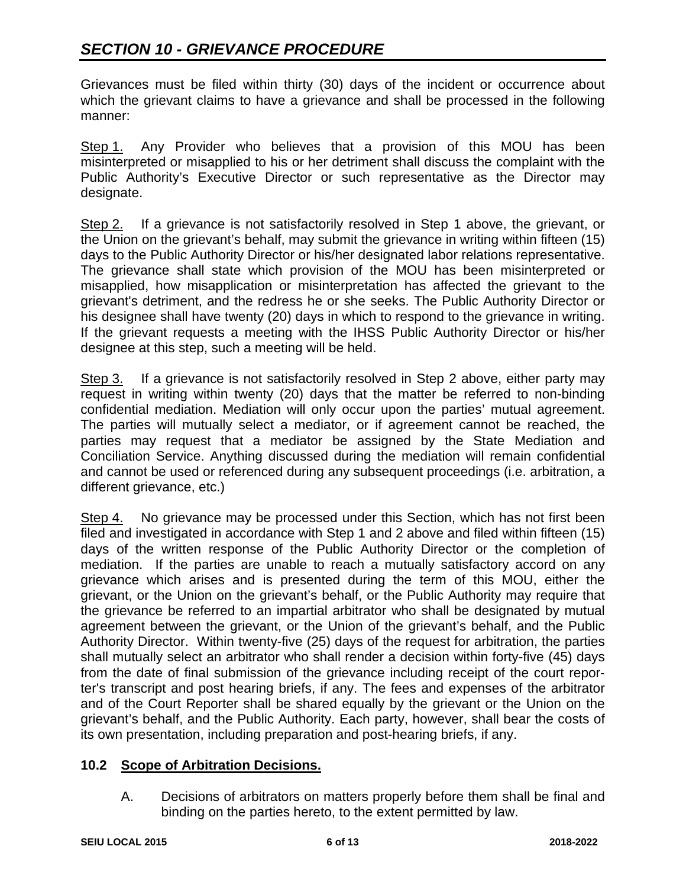## *SECTION 10 - GRIEVANCE PROCEDURE*

Grievances must be filed within thirty (30) days of the incident or occurrence about which the grievant claims to have a grievance and shall be processed in the following manner:

Step 1. Any Provider who believes that a provision of this MOU has been misinterpreted or misapplied to his or her detriment shall discuss the complaint with the Public Authority's Executive Director or such representative as the Director may designate.

Step 2. If a grievance is not satisfactorily resolved in Step 1 above, the grievant, or the Union on the grievant's behalf, may submit the grievance in writing within fifteen (15) days to the Public Authority Director or his/her designated labor relations representative. The grievance shall state which provision of the MOU has been misinterpreted or misapplied, how misapplication or misinterpretation has affected the grievant to the grievant's detriment, and the redress he or she seeks. The Public Authority Director or his designee shall have twenty (20) days in which to respond to the grievance in writing. If the grievant requests a meeting with the IHSS Public Authority Director or his/her designee at this step, such a meeting will be held.

Step 3. If a grievance is not satisfactorily resolved in Step 2 above, either party may request in writing within twenty (20) days that the matter be referred to non-binding confidential mediation. Mediation will only occur upon the parties' mutual agreement. The parties will mutually select a mediator, or if agreement cannot be reached, the parties may request that a mediator be assigned by the State Mediation and Conciliation Service. Anything discussed during the mediation will remain confidential and cannot be used or referenced during any subsequent proceedings (i.e. arbitration, a different grievance, etc.)

Step 4. No grievance may be processed under this Section, which has not first been filed and investigated in accordance with Step 1 and 2 above and filed within fifteen (15) days of the written response of the Public Authority Director or the completion of mediation. If the parties are unable to reach a mutually satisfactory accord on any grievance which arises and is presented during the term of this MOU, either the grievant, or the Union on the grievant's behalf, or the Public Authority may require that the grievance be referred to an impartial arbitrator who shall be designated by mutual agreement between the grievant, or the Union of the grievant's behalf, and the Public Authority Director. Within twenty-five (25) days of the request for arbitration, the parties shall mutually select an arbitrator who shall render a decision within forty-five (45) days from the date of final submission of the grievance including receipt of the court reporter's transcript and post hearing briefs, if any. The fees and expenses of the arbitrator and of the Court Reporter shall be shared equally by the grievant or the Union on the grievant's behalf, and the Public Authority. Each party, however, shall bear the costs of its own presentation, including preparation and post-hearing briefs, if any.

### 10.2 Scope of Arbitration Decisions.

A. Decisions of arbitrators on matters properly before them shall be final and binding on the parties hereto, to the extent permitted by law.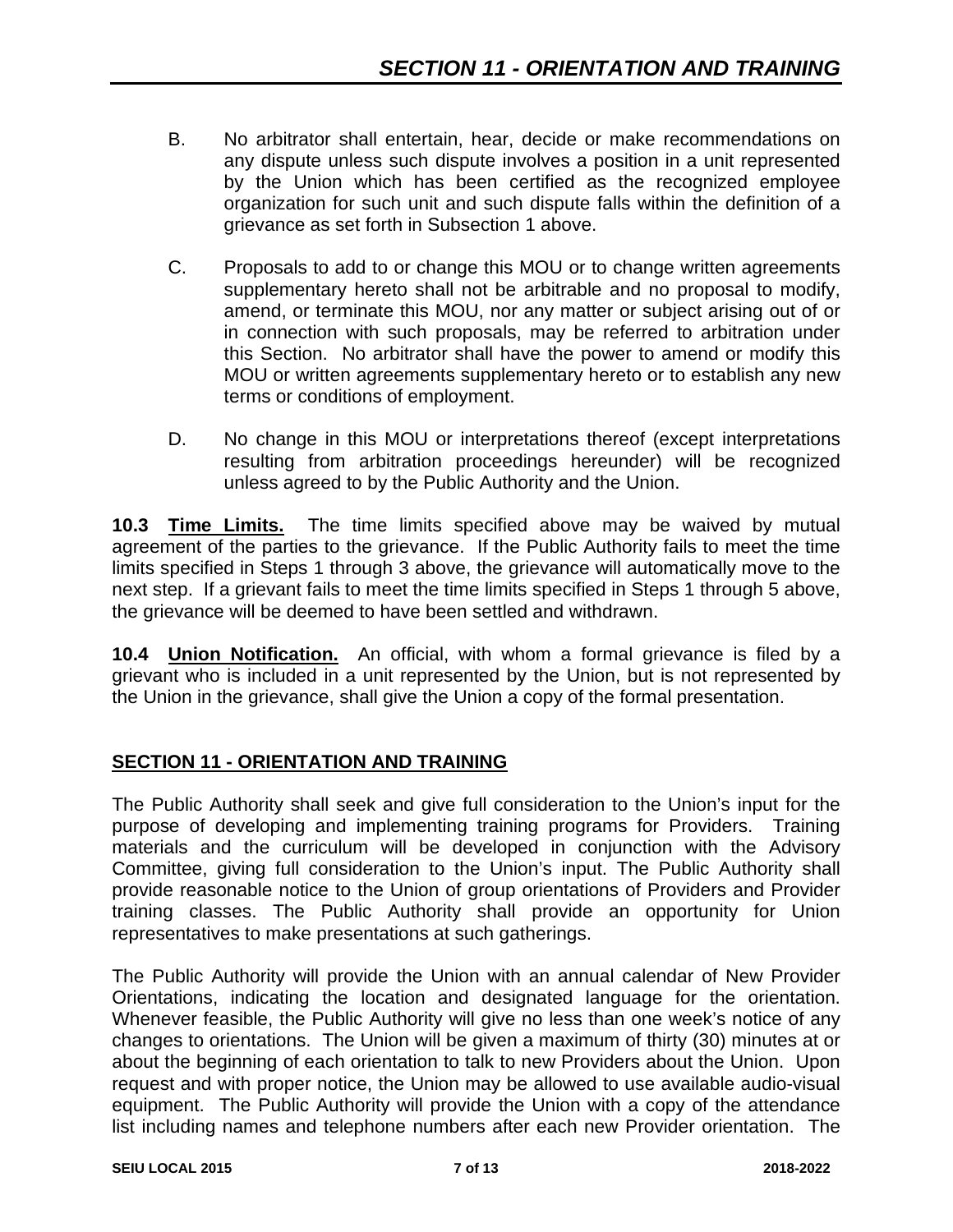B. No arbitrator shall entertain, hear, decide or make recommendations on any dispute unless such dispute involves a position in a unit represented by the Union which has been certified as the recognized employee organization for such unit and such dispute falls within the definition of a grievance as set forth in Subsection 1 above.

C. Proposals to add to or change this MOU or to change written agreements supplementary hereto shall not be arbitrable and no proposal to modify, amend, or terminate this MOU, nor any matter or subject arising out of or in connection with such proposals, may be referred to arbitration under this Section. No arbitrator shall have the power to amend or modify this MOU or written agreements supplementary hereto or to establish any new terms or conditions of employment.

D. No change in this MOU or interpretations thereof (except interpretations resulting from arbitration proceedings hereunder) will be recognized unless agreed to by the Public Authority and the Union.

**10.3 Time Limits.** The time limits specified above may be waived by mutual agreement of the parties to the grievance. If the Public Authority fails to meet the time limits specified in Steps 1 through 3 above, the grievance will automatically move to the next step. If a grievant fails to meet the time limits specified in Steps 1 through 5 above, the grievance will be deemed to have been settled and withdrawn.

**10.4 Union Notification.** An official, with whom a formal grievance is filed by a grievant who is included in a unit represented by the Union, but is not represented by the Union in the grievance, shall give the Union a copy of the formal presentation.

## SECTION 11 - ORIENTATION AND TRAINING

The Public Authority shall seek and give full consideration to the Union's input for the purpose of developing and implementing training programs for Providers. Training materials and the curriculum will be developed in conjunction with the Advisory Committee, giving full consideration to the Union's input. The Public Authority shall provide reasonable notice to the Union of group orientations of Providers and Provider training classes. The Public Authority shall provide an opportunity for Union representatives to make presentations at such gatherings.

The Public Authority will provide the Union with an annual calendar of New Provider Orientations, indicating the location and designated language for the orientation. Whenever feasible, the Public Authority will give no less than one week's notice of any changes to orientations. The Union will be given a maximum of thirty (30) minutes at or about the beginning of each orientation to talk to new Providers about the Union. Upon request and with proper notice, the Union may be allowed to use available audio-visual equipment. The Public Authority will provide the Union with a copy of the attendance list including names and telephone numbers after each new Provider orientation. The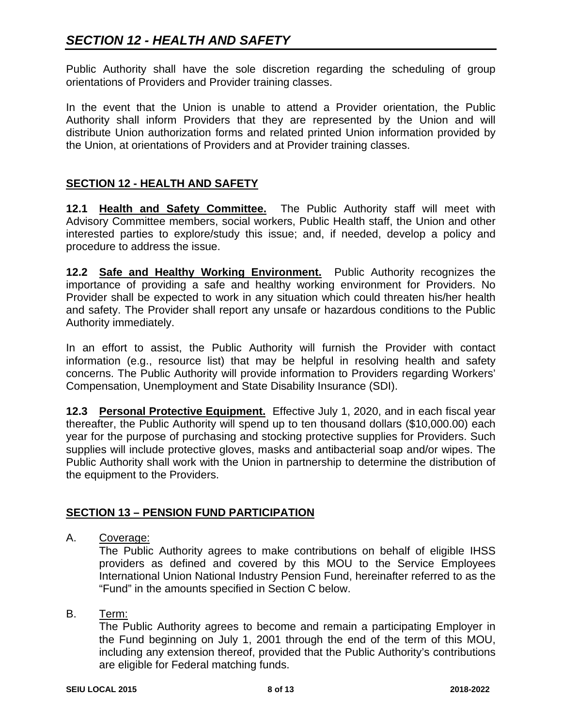Public Authority shall have the sole discretion regarding the scheduling of group orientations of Providers and Provider training classes.

In the event that the Union is unable to attend a Provider orientation, the Public Authority shall inform Providers that they are represented by the Union and will distribute Union authorization forms and related printed Union information provided by the Union, at orientations of Providers and at Provider training classes.

## SECTION 12 - HEALTH AND SAFETY

**12.1 Health and Safety Committee.** The Public Authority staff will meet with Advisory Committee members, social workers, Public Health staff, the Union and other interested parties to explore/study this issue; and, if needed, develop a policy and procedure to address the issue.

**12.2 Safe and Healthy Working Environment.** Public Authority recognizes the importance of providing a safe and healthy working environment for Providers. No Provider shall be expected to work in any situation which could threaten his/her health and safety. The Provider shall report any unsafe or hazardous conditions to the Public Authority immediately.

In an effort to assist, the Public Authority will furnish the Provider with contact information (e.g., resource list) that may be helpful in resolving health and safety concerns. The Public Authority will provide information to Providers regarding Workers' Compensation, Unemployment and State Disability Insurance (SDI).

**12.3 Personal Protective Equipment.** Effective July 1, 2020, and in each fiscal year thereafter, the Public Authority will spend up to ten thousand dollars ($10,000.00) each year for the purpose of purchasing and stocking protective supplies for Providers. Such supplies will include protective gloves, masks and antibacterial soap and/or wipes. The Public Authority shall work with the Union in partnership to determine the distribution of the equipment to the Providers.

## SECTION 13 – PENSION FUND PARTICIPATION

A. Coverage:
The Public Authority agrees to make contributions on behalf of eligible IHSS providers as defined and covered by this MOU to the Service Employees International Union National Industry Pension Fund, hereinafter referred to as the "Fund" in the amounts specified in Section C below.

B. Term:
The Public Authority agrees to become and remain a participating Employer in the Fund beginning on July 1, 2001 through the end of the term of this MOU, including any extension thereof, provided that the Public Authority's contributions are eligible for Federal matching funds.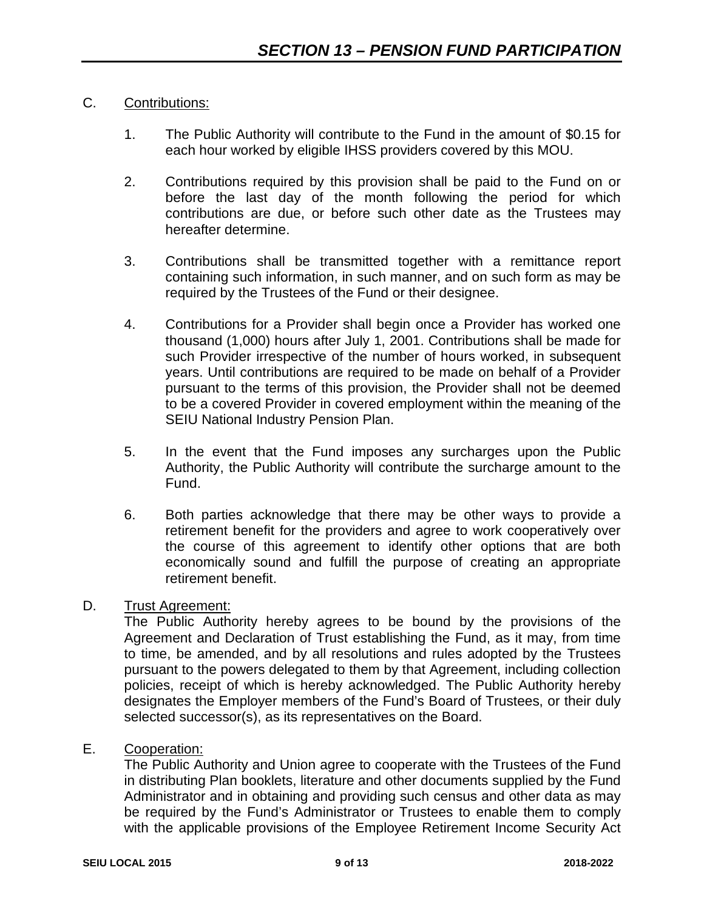## SECTION 13 – PENSION FUND PARTICIPATION

C. Contributions:

1. The Public Authority will contribute to the Fund in the amount of $0.15 for each hour worked by eligible IHSS providers covered by this MOU.

2. Contributions required by this provision shall be paid to the Fund on or before the last day of the month following the period for which contributions are due, or before such other date as the Trustees may hereafter determine.

3. Contributions shall be transmitted together with a remittance report containing such information, in such manner, and on such form as may be required by the Trustees of the Fund or their designee.

4. Contributions for a Provider shall begin once a Provider has worked one thousand (1,000) hours after July 1, 2001. Contributions shall be made for such Provider irrespective of the number of hours worked, in subsequent years. Until contributions are required to be made on behalf of a Provider pursuant to the terms of this provision, the Provider shall not be deemed to be a covered Provider in covered employment within the meaning of the SEIU National Industry Pension Plan.

5. In the event that the Fund imposes any surcharges upon the Public Authority, the Public Authority will contribute the surcharge amount to the Fund.

6. Both parties acknowledge that there may be other ways to provide a retirement benefit for the providers and agree to work cooperatively over the course of this agreement to identify other options that are both economically sound and fulfill the purpose of creating an appropriate retirement benefit.

D. Trust Agreement:

The Public Authority hereby agrees to be bound by the provisions of the Agreement and Declaration of Trust establishing the Fund, as it may, from time to time, be amended, and by all resolutions and rules adopted by the Trustees pursuant to the powers delegated to them by that Agreement, including collection policies, receipt of which is hereby acknowledged. The Public Authority hereby designates the Employer members of the Fund's Board of Trustees, or their duly selected successor(s), as its representatives on the Board.

E. Cooperation:

The Public Authority and Union agree to cooperate with the Trustees of the Fund in distributing Plan booklets, literature and other documents supplied by the Fund Administrator and in obtaining and providing such census and other data as may be required by the Fund's Administrator or Trustees to enable them to comply with the applicable provisions of the Employee Retirement Income Security Act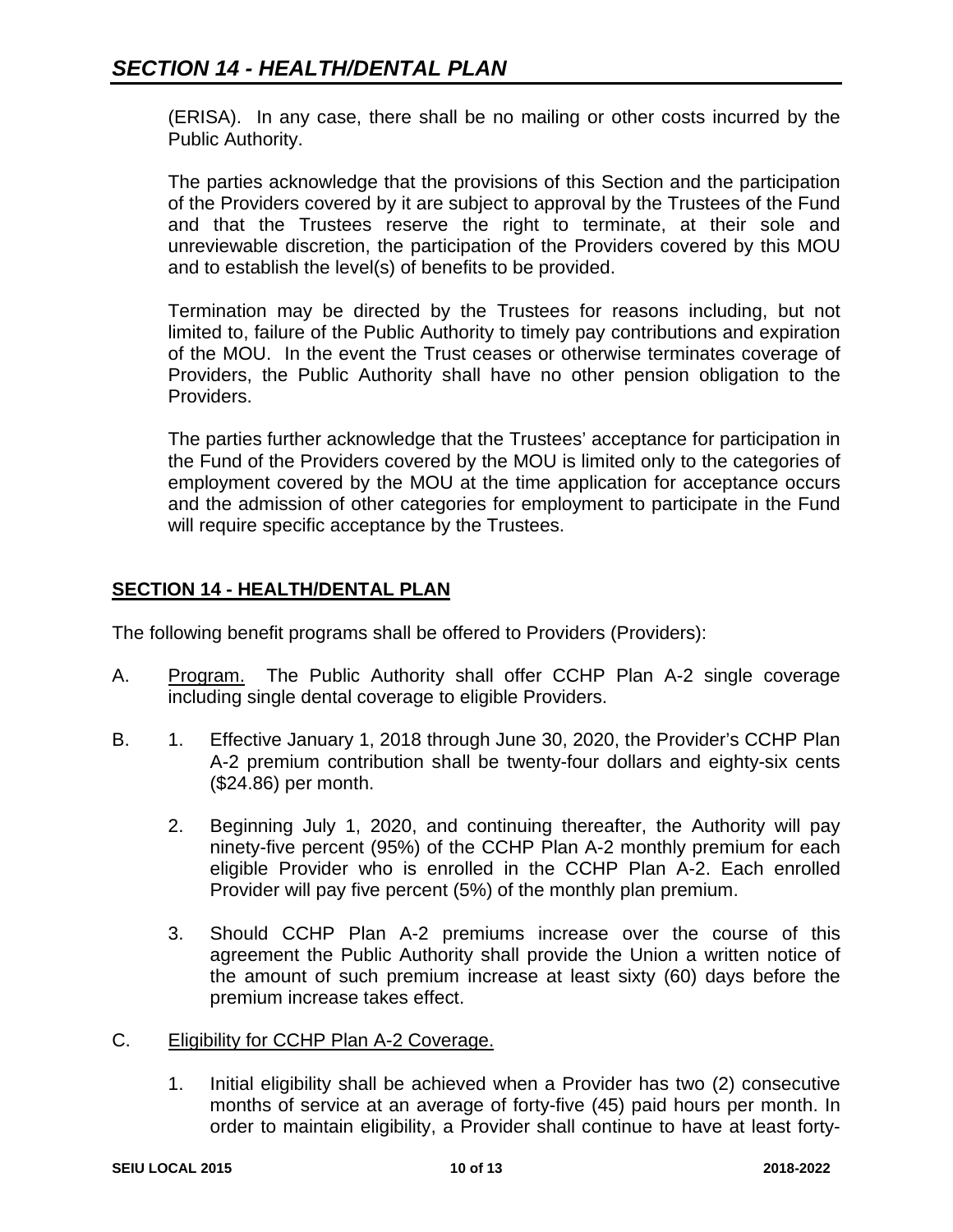(ERISA). In any case, there shall be no mailing or other costs incurred by the Public Authority.

The parties acknowledge that the provisions of this Section and the participation of the Providers covered by it are subject to approval by the Trustees of the Fund and that the Trustees reserve the right to terminate, at their sole and unreviewable discretion, the participation of the Providers covered by this MOU and to establish the level(s) of benefits to be provided.

Termination may be directed by the Trustees for reasons including, but not limited to, failure of the Public Authority to timely pay contributions and expiration of the MOU. In the event the Trust ceases or otherwise terminates coverage of Providers, the Public Authority shall have no other pension obligation to the Providers.

The parties further acknowledge that the Trustees' acceptance for participation in the Fund of the Providers covered by the MOU is limited only to the categories of employment covered by the MOU at the time application for acceptance occurs and the admission of other categories for employment to participate in the Fund will require specific acceptance by the Trustees.

## SECTION 14 - HEALTH/DENTAL PLAN

The following benefit programs shall be offered to Providers (Providers):

A. Program. The Public Authority shall offer CCHP Plan A-2 single coverage including single dental coverage to eligible Providers.

B. 1. Effective January 1, 2018 through June 30, 2020, the Provider's CCHP Plan A-2 premium contribution shall be twenty-four dollars and eighty-six cents ($24.86) per month.

   2. Beginning July 1, 2020, and continuing thereafter, the Authority will pay ninety-five percent (95%) of the CCHP Plan A-2 monthly premium for each eligible Provider who is enrolled in the CCHP Plan A-2. Each enrolled Provider will pay five percent (5%) of the monthly plan premium.

   3. Should CCHP Plan A-2 premiums increase over the course of this agreement the Public Authority shall provide the Union a written notice of the amount of such premium increase at least sixty (60) days before the premium increase takes effect.

C. Eligibility for CCHP Plan A-2 Coverage.

   1. Initial eligibility shall be achieved when a Provider has two (2) consecutive months of service at an average of forty-five (45) paid hours per month. In order to maintain eligibility, a Provider shall continue to have at least forty-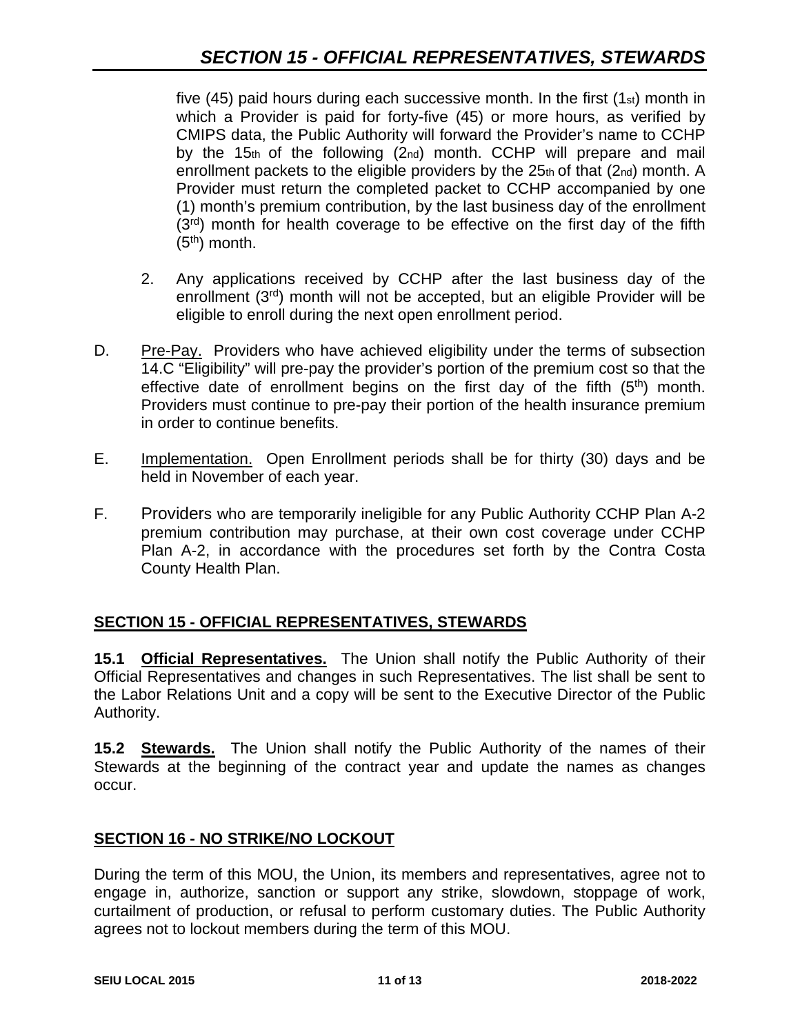five (45) paid hours during each successive month. In the first (1st) month in which a Provider is paid for forty-five (45) or more hours, as verified by CMIPS data, the Public Authority will forward the Provider's name to CCHP by the 15th of the following (2nd) month. CCHP will prepare and mail enrollment packets to the eligible providers by the 25th of that (2nd) month. A Provider must return the completed packet to CCHP accompanied by one (1) month's premium contribution, by the last business day of the enrollment (3rd) month for health coverage to be effective on the first day of the fifth (5th) month.

2. Any applications received by CCHP after the last business day of the enrollment (3rd) month will not be accepted, but an eligible Provider will be eligible to enroll during the next open enrollment period.

D. Pre-Pay. Providers who have achieved eligibility under the terms of subsection 14.C "Eligibility" will pre-pay the provider's portion of the premium cost so that the effective date of enrollment begins on the first day of the fifth (5th) month. Providers must continue to pre-pay their portion of the health insurance premium in order to continue benefits.

E. Implementation. Open Enrollment periods shall be for thirty (30) days and be held in November of each year.

F. Providers who are temporarily ineligible for any Public Authority CCHP Plan A-2 premium contribution may purchase, at their own cost coverage under CCHP Plan A-2, in accordance with the procedures set forth by the Contra Costa County Health Plan.

## SECTION 15 - OFFICIAL REPRESENTATIVES, STEWARDS

**15.1 Official Representatives.** The Union shall notify the Public Authority of their Official Representatives and changes in such Representatives. The list shall be sent to the Labor Relations Unit and a copy will be sent to the Executive Director of the Public Authority.

**15.2 Stewards.** The Union shall notify the Public Authority of the names of their Stewards at the beginning of the contract year and update the names as changes occur.

## SECTION 16 - NO STRIKE/NO LOCKOUT

During the term of this MOU, the Union, its members and representatives, agree not to engage in, authorize, sanction or support any strike, slowdown, stoppage of work, curtailment of production, or refusal to perform customary duties. The Public Authority agrees not to lockout members during the term of this MOU.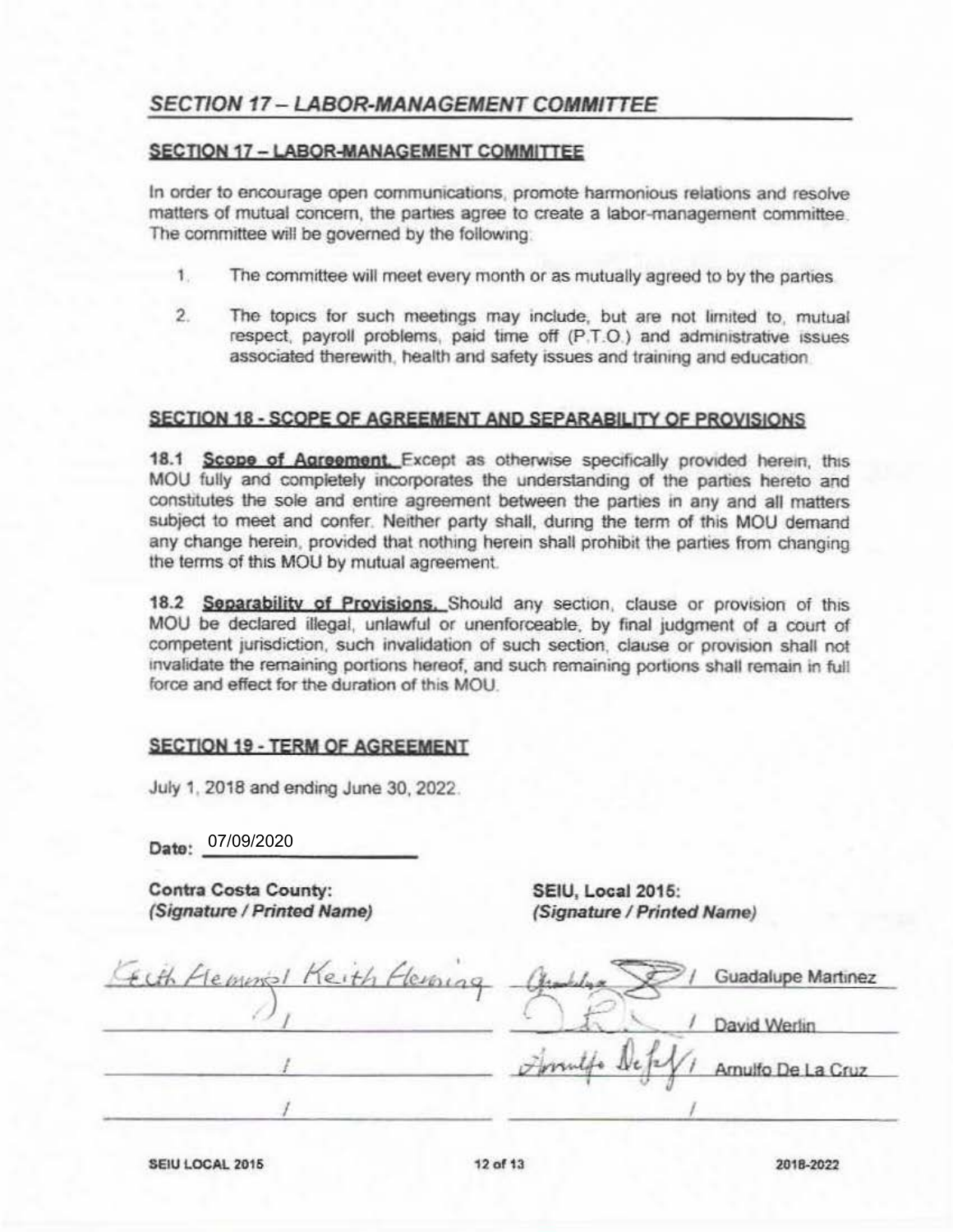## SECTION 17 – LABOR-MANAGEMENT COMMITTEE

### SECTION 17 – LABOR-MANAGEMENT COMMITTEE

In order to encourage open communications, promote harmonious relations and resolve matters of mutual concern, the parties agree to create a labor-management committee. The committee will be governed by the following:

1. The committee will meet every month or as mutually agreed to by the parties.
2. The topics for such meetings may include, but are not limited to, mutual respect, payroll problems, paid time off (P.T.O.) and administrative issues associated therewith, health and safety issues and training and education.

### SECTION 18 - SCOPE OF AGREEMENT AND SEPARABILITY OF PROVISIONS

**18.1 Scope of Agreement.** Except as otherwise specifically provided herein, this MOU fully and completely incorporates the understanding of the parties hereto and constitutes the sole and entire agreement between the parties in any and all matters subject to meet and confer. Neither party shall, during the term of this MOU demand any change herein, provided that nothing herein shall prohibit the parties from changing the terms of this MOU by mutual agreement.

**18.2 Separability of Provisions.** Should any section, clause or provision of this MOU be declared illegal, unlawful or unenforceable, by final judgment of a court of competent jurisdiction, such invalidation of such section, clause or provision shall not invalidate the remaining portions hereof, and such remaining portions shall remain in full force and effect for the duration of this MOU.

### SECTION 19 - TERM OF AGREEMENT

July 1, 2018 and ending June 30, 2022.

Date: 07/09/2020

| **Contra Costa County:** *(Signature / Printed Name)* | **SEIU, Local 2015:** *(Signature / Printed Name)* |
| --- | --- |
| Keith Fleming / Keith Fleming | [signature] / Guadalupe Martinez |
| / | [signature] / David Werlin |
| / | Arnulfo De La Cruz / Arnulfo De La Cruz |
| / | / |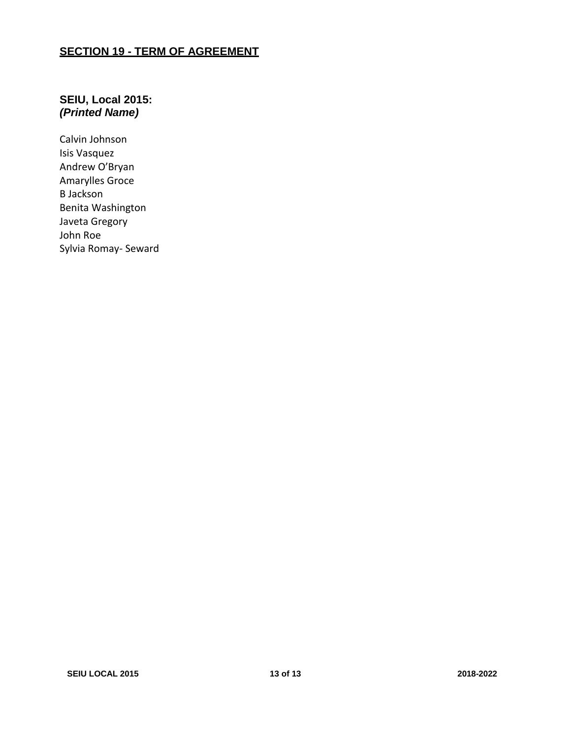## SECTION 19 - TERM OF AGREEMENT

**SEIU, Local 2015:**
***(Printed Name)***

Calvin Johnson
Isis Vasquez
Andrew O'Bryan
Amarylles Groce
B Jackson
Benita Washington
Javeta Gregory
John Roe
Sylvia Romay- Seward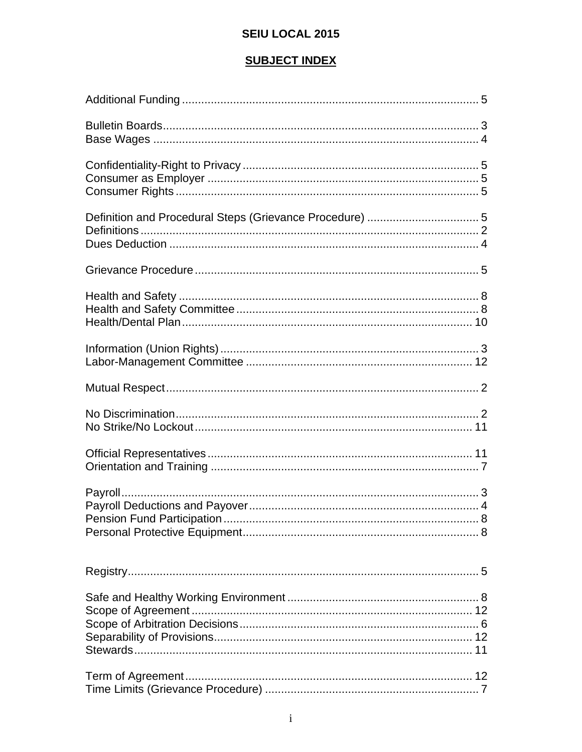# SEIU LOCAL 2015

## SUBJECT INDEX

Additional Funding ............................................................................................ 5

Bulletin Boards.................................................................................................. 3
Base Wages ...................................................................................................... 4

Confidentiality-Right to Privacy .......................................................................... 5
Consumer as Employer ..................................................................................... 5
Consumer Rights ............................................................................................... 5

Definition and Procedural Steps (Grievance Procedure) ................................... 5
Definitions ......................................................................................................... 2
Dues Deduction ................................................................................................ 4

Grievance Procedure ......................................................................................... 5

Health and Safety .............................................................................................. 8
Health and Safety Committee ............................................................................ 8
Health/Dental Plan ............................................................................................ 10

Information (Union Rights) ................................................................................. 3
Labor-Management Committee ....................................................................... 12

Mutual Respect .................................................................................................. 2

No Discrimination .............................................................................................. 2
No Strike/No Lockout ....................................................................................... 11

Official Representatives ................................................................................... 11
Orientation and Training .................................................................................... 7

Payroll ................................................................................................................ 3
Payroll Deductions and Payover ....................................................................... 4
Pension Fund Participation ................................................................................ 8
Personal Protective Equipment .......................................................................... 8

Registry .............................................................................................................. 5

Safe and Healthy Working Environment ............................................................ 8
Scope of Agreement ........................................................................................ 12
Scope of Arbitration Decisions ........................................................................... 6
Separability of Provisions ................................................................................. 12
Stewards .......................................................................................................... 11

Term of Agreement .......................................................................................... 12
Time Limits (Grievance Procedure) ................................................................... 7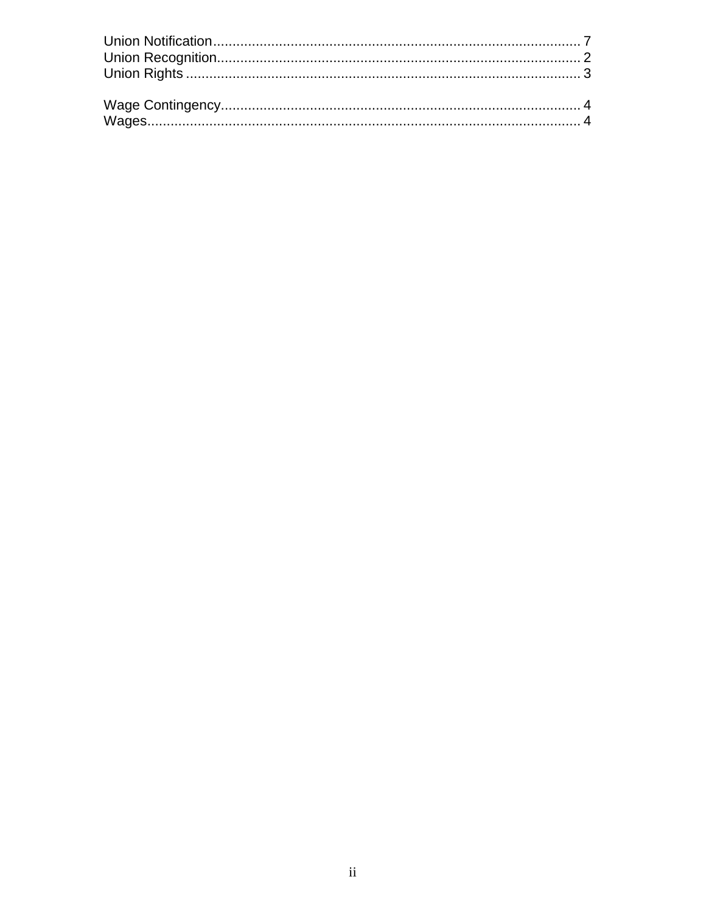Union Notification............................................................................................... 7
Union Recognition.............................................................................................. 2
Union Rights ...................................................................................................... 3

Wage Contingency............................................................................................. 4
Wages................................................................................................................. 4